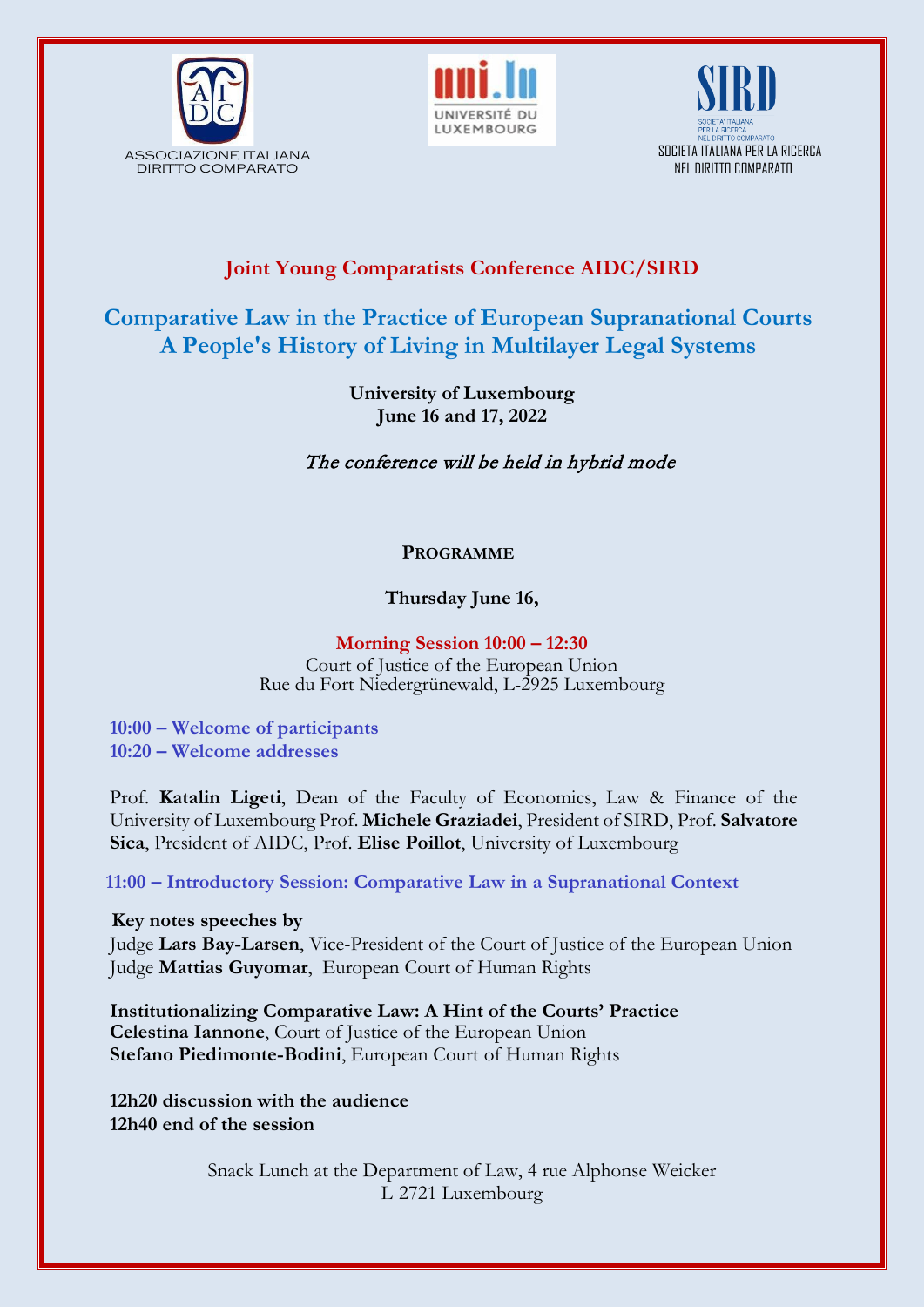ASSOCIAZIONE ITALIANA DIRITTO COMPARATO

UNIVERSITÉ DU LUXEMBOURG

SIRD – SOCIETA ITALIANA PER LA RICERCA NEL DIRITTO COMPARATO

## Joint Young Comparatists Conference AIDC/SIRD

# Comparative Law in the Practice of European Supranational Courts
# A People's History of Living in Multilayer Legal Systems

**University of Luxembourg**
**June 16 and 17, 2022**

*The conference will be held in hybrid mode*

### PROGRAMME

**Thursday June 16,**

**Morning Session 10:00 – 12:30**
Court of Justice of the European Union
Rue du Fort Niedergrünewald, L-2925 Luxembourg

**10:00 – Welcome of participants**
**10:20 – Welcome addresses**

Prof. **Katalin Ligeti**, Dean of the Faculty of Economics, Law & Finance of the University of Luxembourg Prof. **Michele Graziadei**, President of SIRD, Prof. **Salvatore Sica**, President of AIDC, Prof. **Elise Poillot**, University of Luxembourg

**11:00 – Introductory Session: Comparative Law in a Supranational Context**

**Key notes speeches by**
Judge **Lars Bay-Larsen**, Vice-President of the Court of Justice of the European Union
Judge **Mattias Guyomar**, European Court of Human Rights

**Institutionalizing Comparative Law: A Hint of the Courts' Practice**
**Celestina Iannone**, Court of Justice of the European Union
**Stefano Piedimonte-Bodini**, European Court of Human Rights

**12h20 discussion with the audience**
**12h40 end of the session**

Snack Lunch at the Department of Law, 4 rue Alphonse Weicker
L-2721 Luxembourg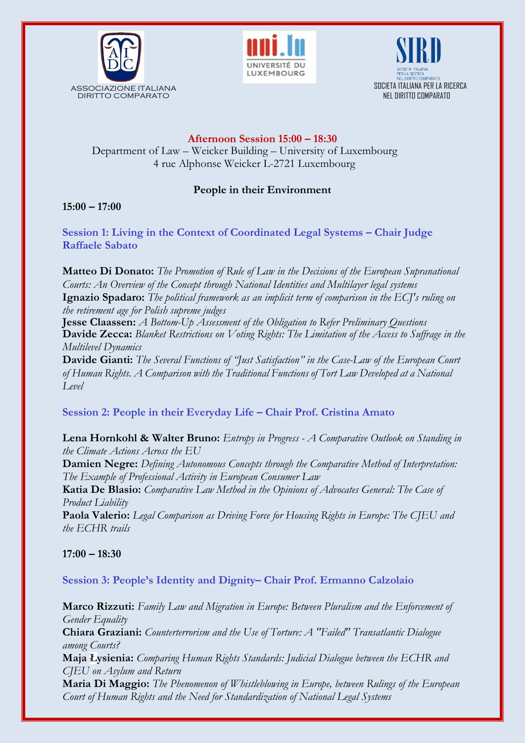ASSOCIAZIONE ITALIANA DIRITTO COMPARATO

UNIVERSITÉ DU LUXEMBOURG

SOCIETÀ ITALIANA PER LA RICERCA NEL DIRITTO COMPARATO

**Afternoon Session 15:00 – 18:30**

Department of Law – Weicker Building – University of Luxembourg
4 rue Alphonse Weicker L-2721 Luxembourg

## People in their Environment

**15:00 – 17:00**

### Session 1: Living in the Context of Coordinated Legal Systems – Chair Judge Raffaele Sabato

**Matteo Di Donato:** *The Promotion of Rule of Law in the Decisions of the European Supranational Courts: An Overview of the Concept through National Identities and Multilayer legal systems*
**Ignazio Spadaro:** *The political framework as an implicit term of comparison in the ECJ's ruling on the retirement age for Polish supreme judges*
**Jesse Claassen:** *A Bottom-Up Assessment of the Obligation to Refer Preliminary Questions*
**Davide Zecca:** *Blanket Restrictions on Voting Rights: The Limitation of the Access to Suffrage in the Multilevel Dynamics*
**Davide Gianti:** *The Several Functions of "Just Satisfaction" in the Case-Law of the European Court of Human Rights. A Comparison with the Traditional Functions of Tort Law Developed at a National Level*

### Session 2: People in their Everyday Life – Chair Prof. Cristina Amato

**Lena Hornkohl & Walter Bruno:** *Entropy in Progress - A Comparative Outlook on Standing in the Climate Actions Across the EU*
**Damien Negre:** *Defining Autonomous Concepts through the Comparative Method of Interpretation: The Example of Professional Activity in European Consumer Law*
**Katia De Blasio:** *Comparative Law Method in the Opinions of Advocates General: The Case of Product Liability*
**Paola Valerio:** *Legal Comparison as Driving Force for Housing Rights in Europe: The CJEU and the ECHR trails*

**17:00 – 18:30**

### Session 3: People's Identity and Dignity– Chair Prof. Ermanno Calzolaio

**Marco Rizzuti:** *Family Law and Migration in Europe: Between Pluralism and the Enforcement of Gender Equality*
**Chiara Graziani:** *Counterterrorism and the Use of Torture: A "Failed" Transatlantic Dialogue among Courts?*
**Maja Łysienia:** *Comparing Human Rights Standards: Judicial Dialogue between the ECHR and CJEU on Asylum and Return*
**Maria Di Maggio:** *The Phenomenon of Whistleblowing in Europe, between Rulings of the European Court of Human Rights and the Need for Standardization of National Legal Systems*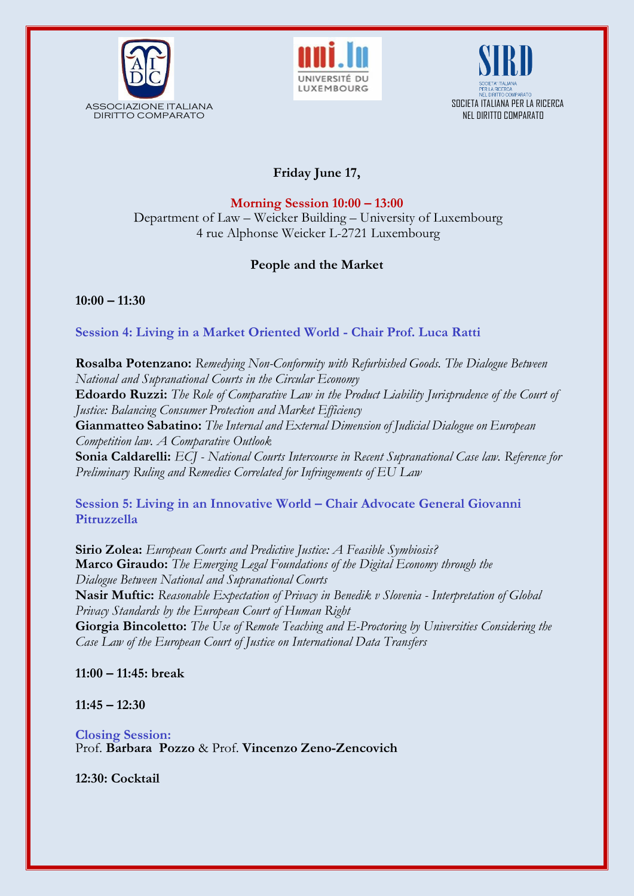ASSOCIAZIONE ITALIANA DIRITTO COMPARATO

SOCIETA ITALIANA PER LA RICERCA NEL DIRITTO COMPARATO

**Friday June 17,**

**Morning Session 10:00 – 13:00**

Department of Law – Weicker Building – University of Luxembourg
4 rue Alphonse Weicker L-2721 Luxembourg

**People and the Market**

**10:00 – 11:30**

**Session 4: Living in a Market Oriented World - Chair Prof. Luca Ratti**

**Rosalba Potenzano:** *Remedying Non-Conformity with Refurbished Goods. The Dialogue Between National and Supranational Courts in the Circular Economy*
**Edoardo Ruzzi:** *The Role of Comparative Law in the Product Liability Jurisprudence of the Court of Justice: Balancing Consumer Protection and Market Efficiency*
**Gianmatteo Sabatino:** *The Internal and External Dimension of Judicial Dialogue on European Competition law. A Comparative Outlook*
**Sonia Caldarelli:** *ECJ - National Courts Intercourse in Recent Supranational Case law. Reference for Preliminary Ruling and Remedies Correlated for Infringements of EU Law*

**Session 5: Living in an Innovative World – Chair Advocate General Giovanni Pitruzzella**

**Sirio Zolea:** *European Courts and Predictive Justice: A Feasible Symbiosis?*
**Marco Giraudo:** *The Emerging Legal Foundations of the Digital Economy through the Dialogue Between National and Supranational Courts*
**Nasir Muftic:** *Reasonable Expectation of Privacy in Benedik v Slovenia - Interpretation of Global Privacy Standards by the European Court of Human Right*
**Giorgia Bincoletto:** *The Use of Remote Teaching and E-Proctoring by Universities Considering the Case Law of the European Court of Justice on International Data Transfers*

**11:00 – 11:45: break**

**11:45 – 12:30**

**Closing Session:**
Prof. **Barbara Pozzo** & Prof. **Vincenzo Zeno-Zencovich**

**12:30: Cocktail**